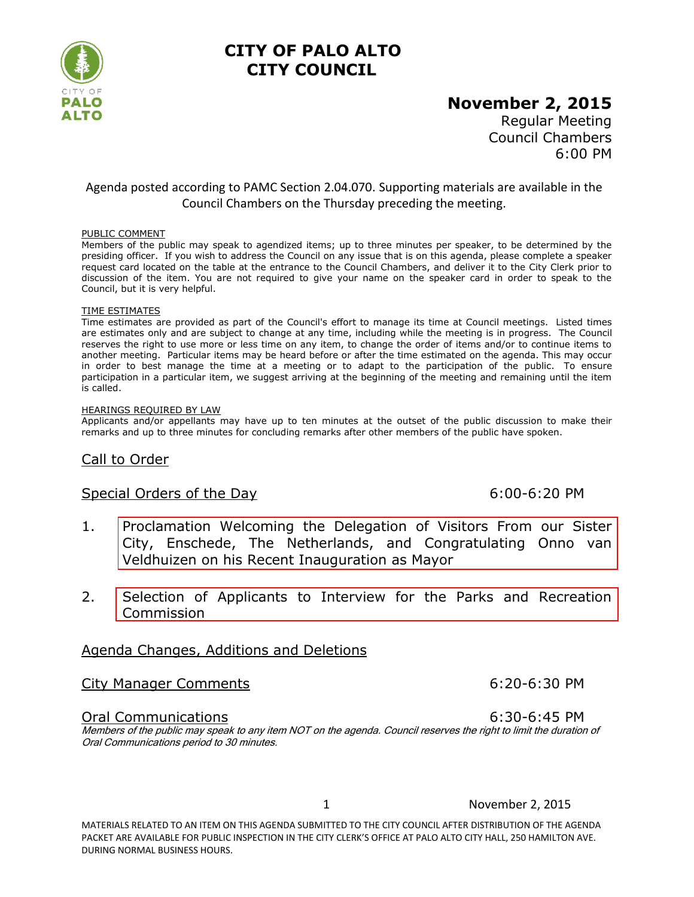# CITY OF PALO ALTO
# CITY COUNCIL

## November 2, 2015

Regular Meeting
Council Chambers
6:00 PM

Agenda posted according to PAMC Section 2.04.070. Supporting materials are available in the Council Chambers on the Thursday preceding the meeting.

PUBLIC COMMENT

Members of the public may speak to agendized items; up to three minutes per speaker, to be determined by the presiding officer. If you wish to address the Council on any issue that is on this agenda, please complete a speaker request card located on the table at the entrance to the Council Chambers, and deliver it to the City Clerk prior to discussion of the item. You are not required to give your name on the speaker card in order to speak to the Council, but it is very helpful.

TIME ESTIMATES

Time estimates are provided as part of the Council's effort to manage its time at Council meetings. Listed times are estimates only and are subject to change at any time, including while the meeting is in progress. The Council reserves the right to use more or less time on any item, to change the order of items and/or to continue items to another meeting. Particular items may be heard before or after the time estimated on the agenda. This may occur in order to best manage the time at a meeting or to adapt to the participation of the public. To ensure participation in a particular item, we suggest arriving at the beginning of the meeting and remaining until the item is called.

HEARINGS REQUIRED BY LAW

Applicants and/or appellants may have up to ten minutes at the outset of the public discussion to make their remarks and up to three minutes for concluding remarks after other members of the public have spoken.

## Call to Order

## Special Orders of the Day 6:00-6:20 PM

1. Proclamation Welcoming the Delegation of Visitors From our Sister City, Enschede, The Netherlands, and Congratulating Onno van Veldhuizen on his Recent Inauguration as Mayor

2. Selection of Applicants to Interview for the Parks and Recreation Commission

## Agenda Changes, Additions and Deletions

## City Manager Comments 6:20-6:30 PM

## Oral Communications 6:30-6:45 PM

*Members of the public may speak to any item NOT on the agenda. Council reserves the right to limit the duration of Oral Communications period to 30 minutes.*

MATERIALS RELATED TO AN ITEM ON THIS AGENDA SUBMITTED TO THE CITY COUNCIL AFTER DISTRIBUTION OF THE AGENDA PACKET ARE AVAILABLE FOR PUBLIC INSPECTION IN THE CITY CLERK'S OFFICE AT PALO ALTO CITY HALL, 250 HAMILTON AVE. DURING NORMAL BUSINESS HOURS.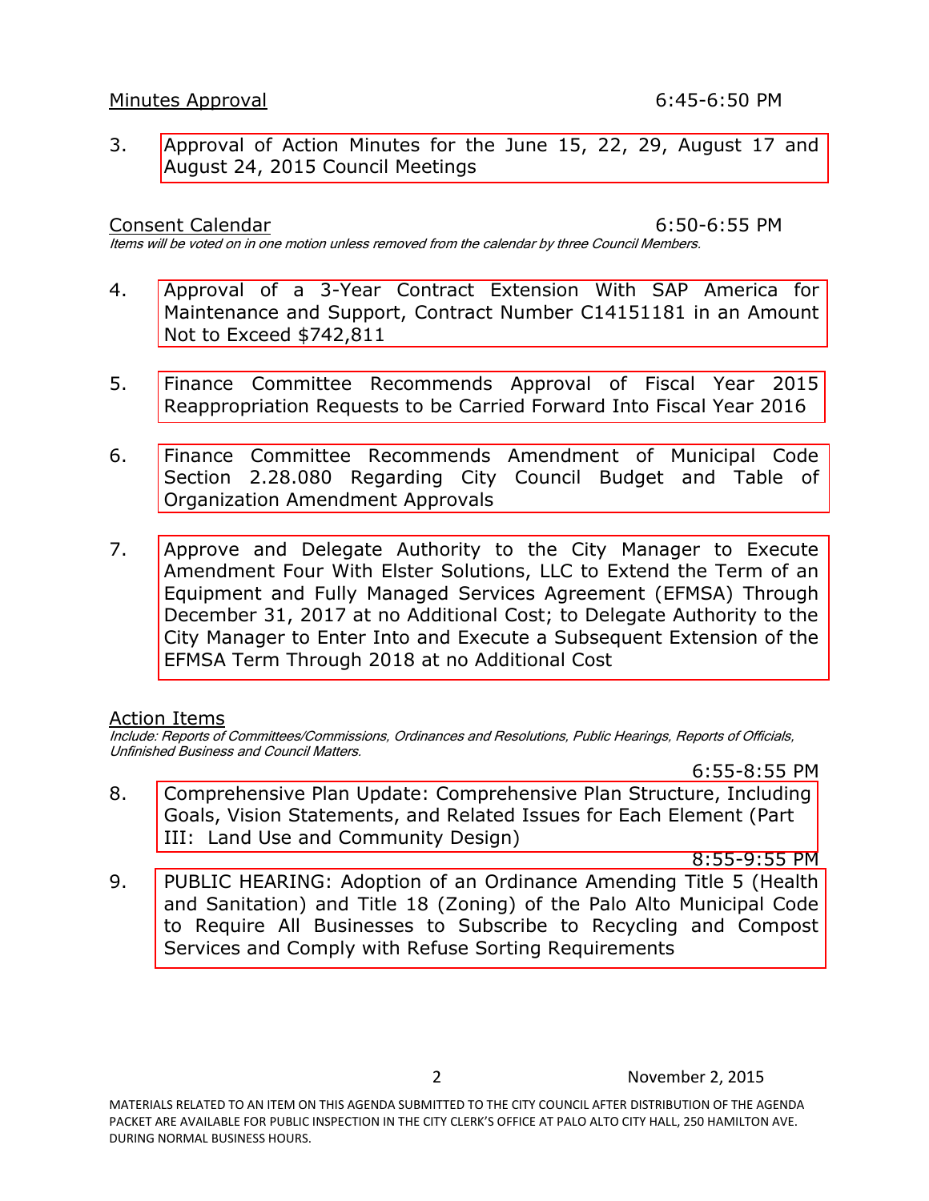Minutes Approval 6:45-6:50 PM

3. Approval of Action Minutes for the June 15, 22, 29, August 17 and August 24, 2015 Council Meetings

Consent Calendar 6:50-6:55 PM

*Items will be voted on in one motion unless removed from the calendar by three Council Members.*

4. Approval of a 3-Year Contract Extension With SAP America for Maintenance and Support, Contract Number C14151181 in an Amount Not to Exceed $742,811

5. Finance Committee Recommends Approval of Fiscal Year 2015 Reappropriation Requests to be Carried Forward Into Fiscal Year 2016

6. Finance Committee Recommends Amendment of Municipal Code Section 2.28.080 Regarding City Council Budget and Table of Organization Amendment Approvals

7. Approve and Delegate Authority to the City Manager to Execute Amendment Four With Elster Solutions, LLC to Extend the Term of an Equipment and Fully Managed Services Agreement (EFMSA) Through December 31, 2017 at no Additional Cost; to Delegate Authority to the City Manager to Enter Into and Execute a Subsequent Extension of the EFMSA Term Through 2018 at no Additional Cost

Action Items

*Include: Reports of Committees/Commissions, Ordinances and Resolutions, Public Hearings, Reports of Officials, Unfinished Business and Council Matters.*

6:55-8:55 PM

8. Comprehensive Plan Update: Comprehensive Plan Structure, Including Goals, Vision Statements, and Related Issues for Each Element (Part III: Land Use and Community Design)

8:55-9:55 PM

9. PUBLIC HEARING: Adoption of an Ordinance Amending Title 5 (Health and Sanitation) and Title 18 (Zoning) of the Palo Alto Municipal Code to Require All Businesses to Subscribe to Recycling and Compost Services and Comply with Refuse Sorting Requirements

MATERIALS RELATED TO AN ITEM ON THIS AGENDA SUBMITTED TO THE CITY COUNCIL AFTER DISTRIBUTION OF THE AGENDA PACKET ARE AVAILABLE FOR PUBLIC INSPECTION IN THE CITY CLERK'S OFFICE AT PALO ALTO CITY HALL, 250 HAMILTON AVE. DURING NORMAL BUSINESS HOURS.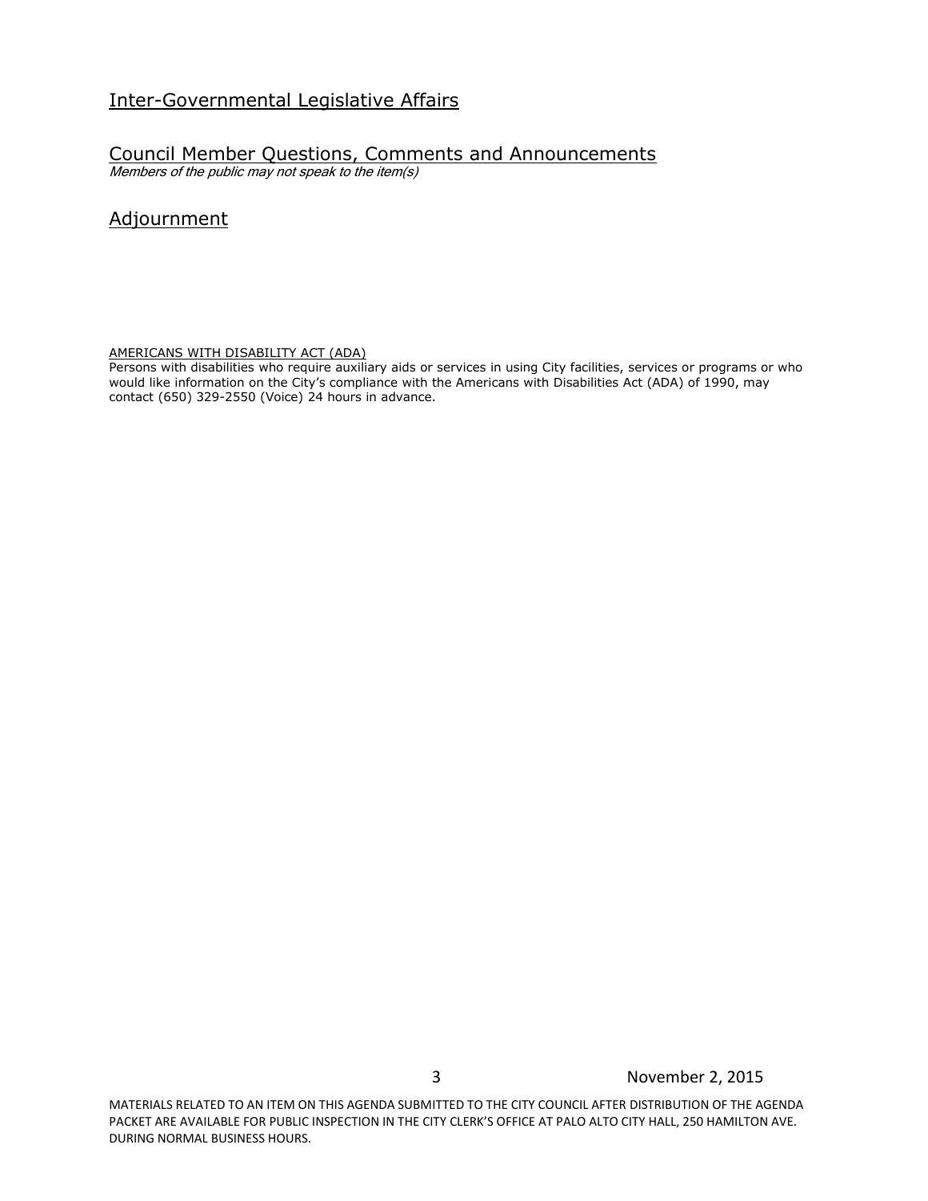## Inter-Governmental Legislative Affairs

## Council Member Questions, Comments and Announcements

*Members of the public may not speak to the item(s)*

## Adjournment

AMERICANS WITH DISABILITY ACT (ADA)

Persons with disabilities who require auxiliary aids or services in using City facilities, services or programs or who would like information on the City's compliance with the Americans with Disabilities Act (ADA) of 1990, may contact (650) 329-2550 (Voice) 24 hours in advance.

MATERIALS RELATED TO AN ITEM ON THIS AGENDA SUBMITTED TO THE CITY COUNCIL AFTER DISTRIBUTION OF THE AGENDA PACKET ARE AVAILABLE FOR PUBLIC INSPECTION IN THE CITY CLERK'S OFFICE AT PALO ALTO CITY HALL, 250 HAMILTON AVE. DURING NORMAL BUSINESS HOURS.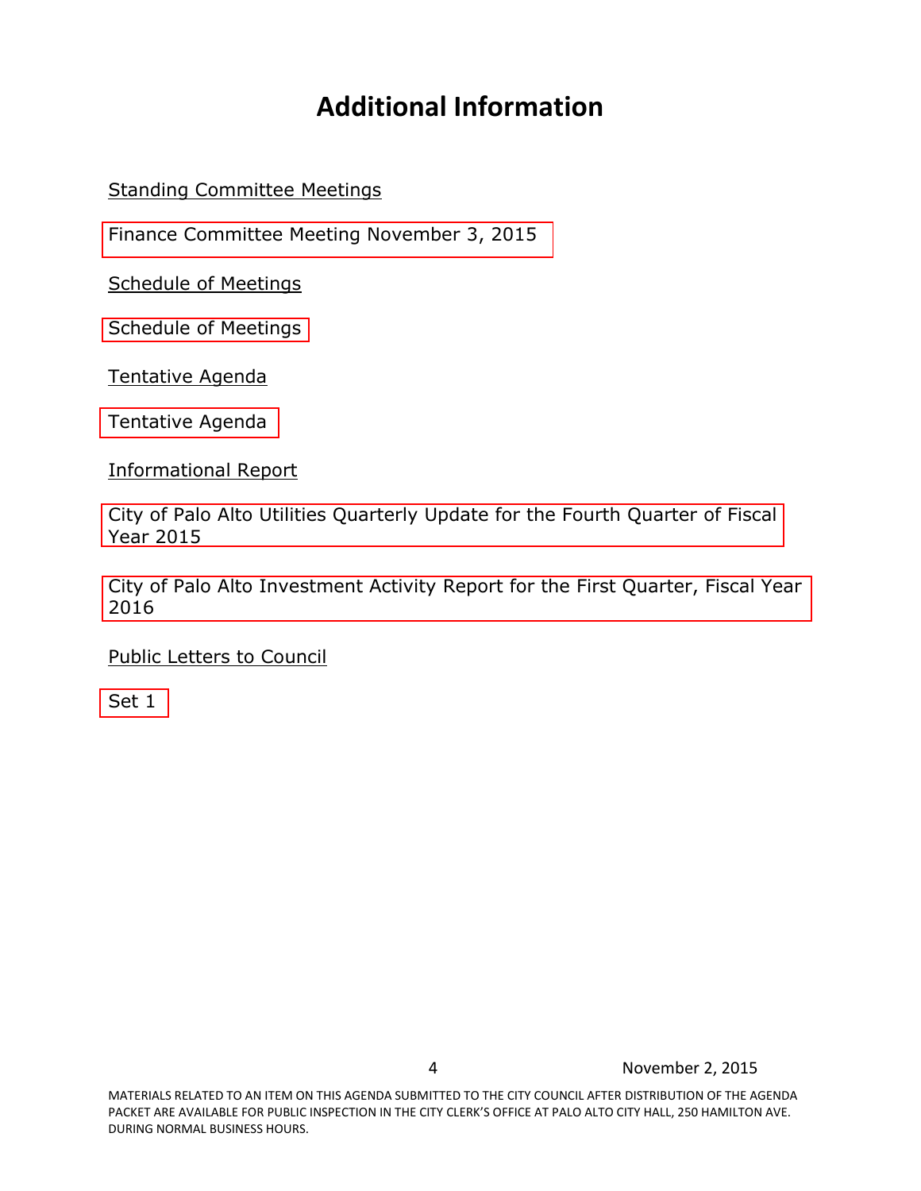# Additional Information

Standing Committee Meetings

Finance Committee Meeting November 3, 2015

Schedule of Meetings

Schedule of Meetings

Tentative Agenda

Tentative Agenda

Informational Report

City of Palo Alto Utilities Quarterly Update for the Fourth Quarter of Fiscal Year 2015

City of Palo Alto Investment Activity Report for the First Quarter, Fiscal Year 2016

Public Letters to Council

Set 1

MATERIALS RELATED TO AN ITEM ON THIS AGENDA SUBMITTED TO THE CITY COUNCIL AFTER DISTRIBUTION OF THE AGENDA PACKET ARE AVAILABLE FOR PUBLIC INSPECTION IN THE CITY CLERK'S OFFICE AT PALO ALTO CITY HALL, 250 HAMILTON AVE. DURING NORMAL BUSINESS HOURS.